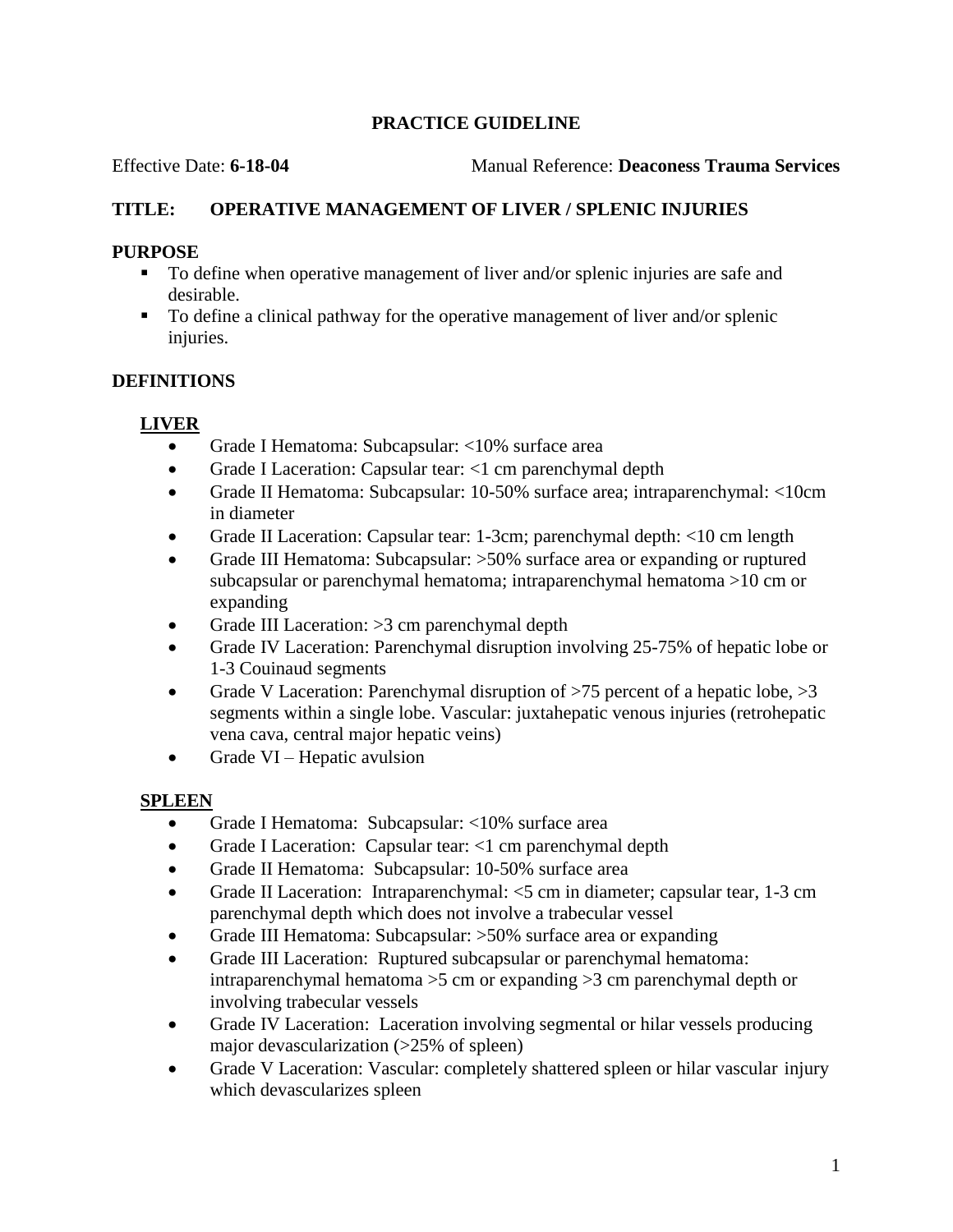# PRACTICE GUIDELINE

Effective Date: **6-18-04** Manual Reference: **Deaconess Trauma Services**

## TITLE: OPERATIVE MANAGEMENT OF LIVER / SPLENIC INJURIES

## PURPOSE

- To define when operative management of liver and/or splenic injuries are safe and desirable.
- To define a clinical pathway for the operative management of liver and/or splenic injuries.

## DEFINITIONS

### LIVER

- Grade I Hematoma: Subcapsular: <10% surface area
- Grade I Laceration: Capsular tear: <1 cm parenchymal depth
- Grade II Hematoma: Subcapsular: 10-50% surface area; intraparenchymal: <10cm in diameter
- Grade II Laceration: Capsular tear: 1-3cm; parenchymal depth: <10 cm length
- Grade III Hematoma: Subcapsular: >50% surface area or expanding or ruptured subcapsular or parenchymal hematoma; intraparenchymal hematoma >10 cm or expanding
- Grade III Laceration: >3 cm parenchymal depth
- Grade IV Laceration: Parenchymal disruption involving 25-75% of hepatic lobe or 1-3 Couinaud segments
- Grade V Laceration: Parenchymal disruption of >75 percent of a hepatic lobe, >3 segments within a single lobe. Vascular: juxtahepatic venous injuries (retrohepatic vena cava, central major hepatic veins)
- Grade VI – Hepatic avulsion

### SPLEEN

- Grade I Hematoma: Subcapsular: <10% surface area
- Grade I Laceration: Capsular tear: <1 cm parenchymal depth
- Grade II Hematoma: Subcapsular: 10-50% surface area
- Grade II Laceration: Intraparenchymal: <5 cm in diameter; capsular tear, 1-3 cm parenchymal depth which does not involve a trabecular vessel
- Grade III Hematoma: Subcapsular: >50% surface area or expanding
- Grade III Laceration: Ruptured subcapsular or parenchymal hematoma: intraparenchymal hematoma >5 cm or expanding >3 cm parenchymal depth or involving trabecular vessels
- Grade IV Laceration: Laceration involving segmental or hilar vessels producing major devascularization (>25% of spleen)
- Grade V Laceration: Vascular: completely shattered spleen or hilar vascular injury which devascularizes spleen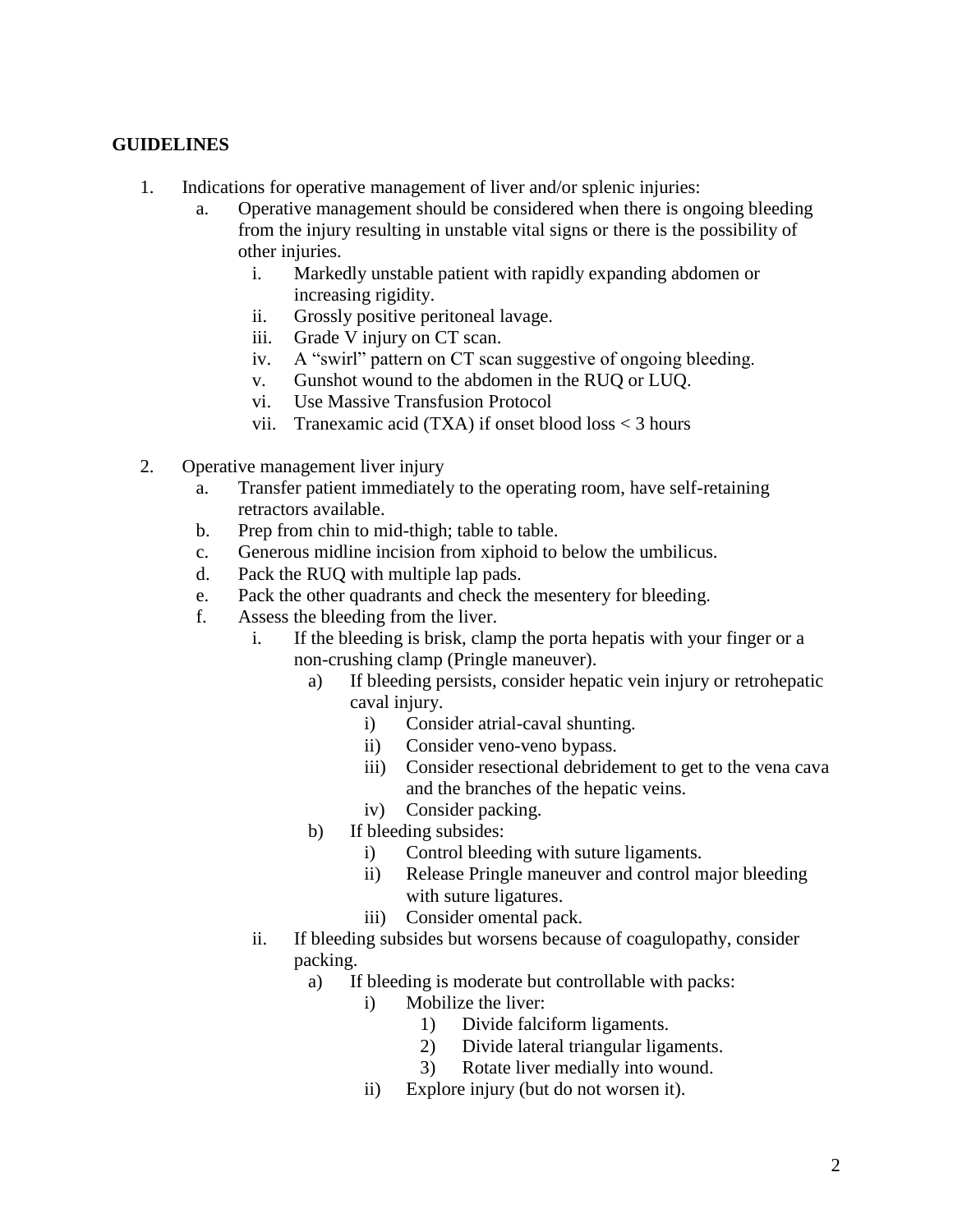**GUIDELINES**

1. Indications for operative management of liver and/or splenic injuries:
   a. Operative management should be considered when there is ongoing bleeding from the injury resulting in unstable vital signs or there is the possibility of other injuries.
      i. Markedly unstable patient with rapidly expanding abdomen or increasing rigidity.
      ii. Grossly positive peritoneal lavage.
      iii. Grade V injury on CT scan.
      iv. A "swirl" pattern on CT scan suggestive of ongoing bleeding.
      v. Gunshot wound to the abdomen in the RUQ or LUQ.
      vi. Use Massive Transfusion Protocol
      vii. Tranexamic acid (TXA) if onset blood loss < 3 hours

2. Operative management liver injury
   a. Transfer patient immediately to the operating room, have self-retaining retractors available.
   b. Prep from chin to mid-thigh; table to table.
   c. Generous midline incision from xiphoid to below the umbilicus.
   d. Pack the RUQ with multiple lap pads.
   e. Pack the other quadrants and check the mesentery for bleeding.
   f. Assess the bleeding from the liver.
      i. If the bleeding is brisk, clamp the porta hepatis with your finger or a non-crushing clamp (Pringle maneuver).
         a) If bleeding persists, consider hepatic vein injury or retrohepatic caval injury.
            i) Consider atrial-caval shunting.
            ii) Consider veno-veno bypass.
            iii) Consider resectional debridement to get to the vena cava and the branches of the hepatic veins.
            iv) Consider packing.
         b) If bleeding subsides:
            i) Control bleeding with suture ligaments.
            ii) Release Pringle maneuver and control major bleeding with suture ligatures.
            iii) Consider omental pack.
      ii. If bleeding subsides but worsens because of coagulopathy, consider packing.
         a) If bleeding is moderate but controllable with packs:
            i) Mobilize the liver:
               1) Divide falciform ligaments.
               2) Divide lateral triangular ligaments.
               3) Rotate liver medially into wound.
            ii) Explore injury (but do not worsen it).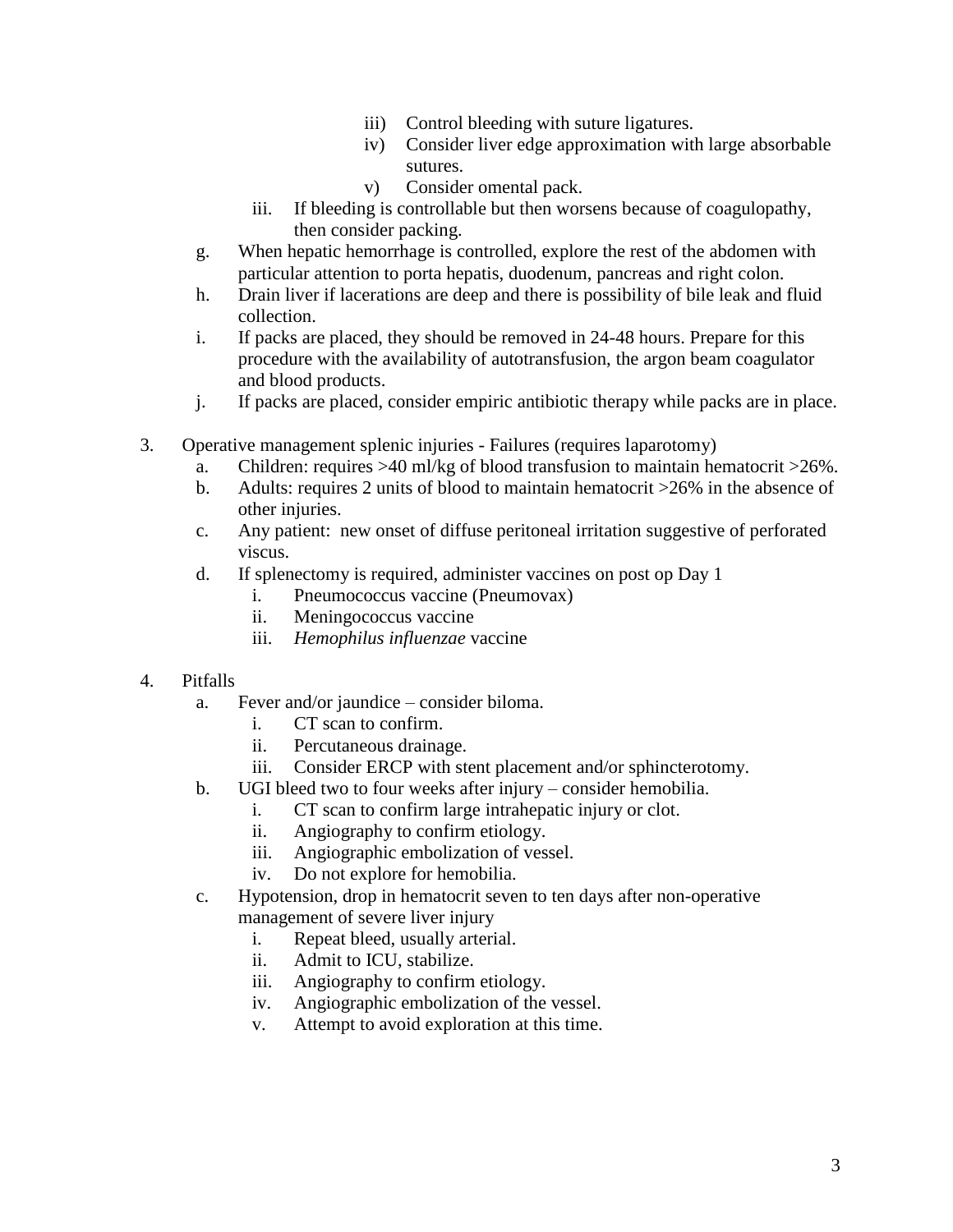- iii) Control bleeding with suture ligatures.
   - iv) Consider liver edge approximation with large absorbable sutures.
   - v) Consider omental pack.

  iii. If bleeding is controllable but then worsens because of coagulopathy, then consider packing.

g. When hepatic hemorrhage is controlled, explore the rest of the abdomen with particular attention to porta hepatis, duodenum, pancreas and right colon.

h. Drain liver if lacerations are deep and there is possibility of bile leak and fluid collection.

i. If packs are placed, they should be removed in 24-48 hours. Prepare for this procedure with the availability of autotransfusion, the argon beam coagulator and blood products.

j. If packs are placed, consider empiric antibiotic therapy while packs are in place.

3. Operative management splenic injuries - Failures (requires laparotomy)
   a. Children: requires >40 ml/kg of blood transfusion to maintain hematocrit >26%.
   b. Adults: requires 2 units of blood to maintain hematocrit >26% in the absence of other injuries.
   c. Any patient: new onset of diffuse peritoneal irritation suggestive of perforated viscus.
   d. If splenectomy is required, administer vaccines on post op Day 1
      i. Pneumococcus vaccine (Pneumovax)
      ii. Meningococcus vaccine
      iii. *Hemophilus influenzae* vaccine

4. Pitfalls
   a. Fever and/or jaundice – consider biloma.
      i. CT scan to confirm.
      ii. Percutaneous drainage.
      iii. Consider ERCP with stent placement and/or sphincterotomy.
   b. UGI bleed two to four weeks after injury – consider hemobilia.
      i. CT scan to confirm large intrahepatic injury or clot.
      ii. Angiography to confirm etiology.
      iii. Angiographic embolization of vessel.
      iv. Do not explore for hemobilia.
   c. Hypotension, drop in hematocrit seven to ten days after non-operative management of severe liver injury
      i. Repeat bleed, usually arterial.
      ii. Admit to ICU, stabilize.
      iii. Angiography to confirm etiology.
      iv. Angiographic embolization of the vessel.
      v. Attempt to avoid exploration at this time.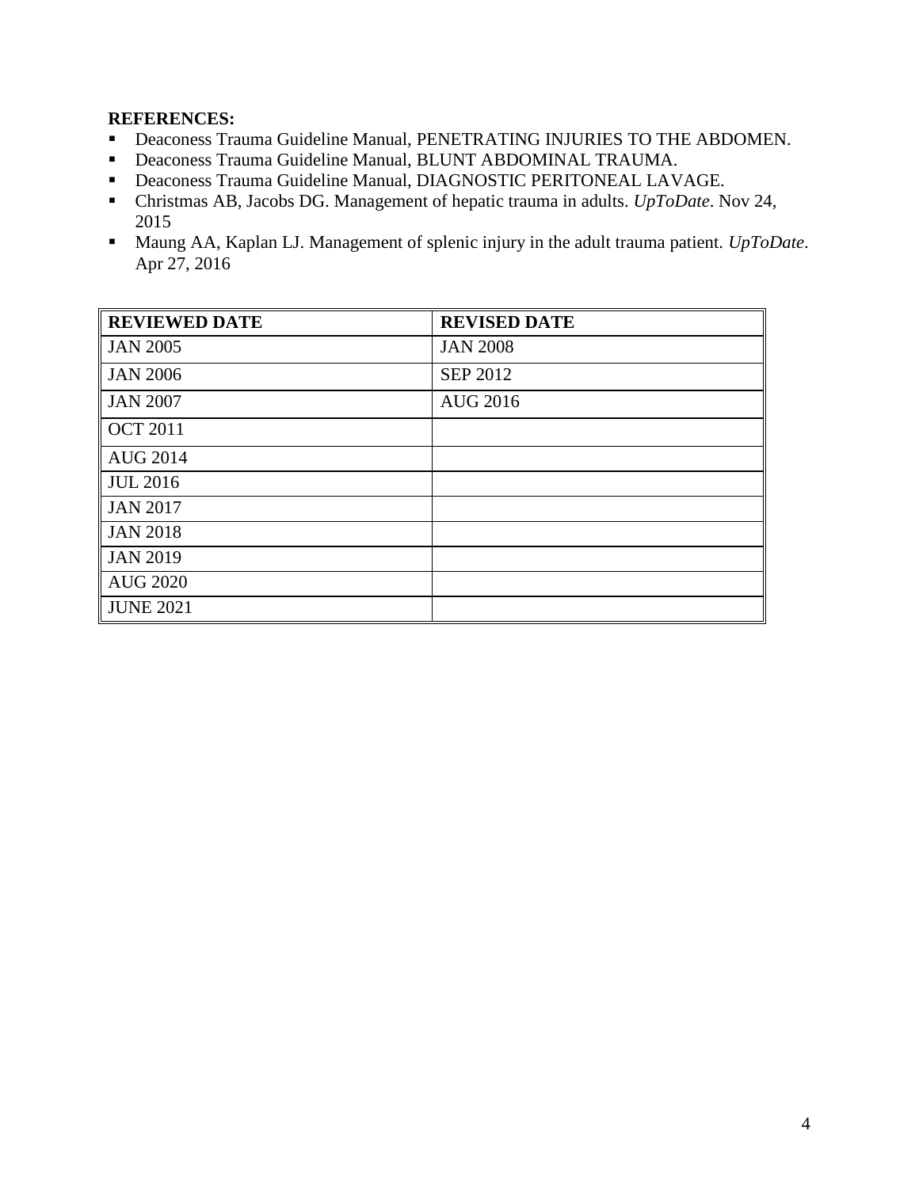**REFERENCES:**

- Deaconess Trauma Guideline Manual, PENETRATING INJURIES TO THE ABDOMEN.
- Deaconess Trauma Guideline Manual, BLUNT ABDOMINAL TRAUMA.
- Deaconess Trauma Guideline Manual, DIAGNOSTIC PERITONEAL LAVAGE.
- Christmas AB, Jacobs DG. Management of hepatic trauma in adults. *UpToDate*. Nov 24, 2015
- Maung AA, Kaplan LJ. Management of splenic injury in the adult trauma patient. *UpToDate*. Apr 27, 2016

| REVIEWED DATE | REVISED DATE |
|---|---|
| JAN 2005 | JAN 2008 |
| JAN 2006 | SEP 2012 |
| JAN 2007 | AUG 2016 |
| OCT 2011 | |
| AUG 2014 | |
| JUL 2016 | |
| JAN 2017 | |
| JAN 2018 | |
| JAN 2019 | |
| AUG 2020 | |
| JUNE 2021 | |